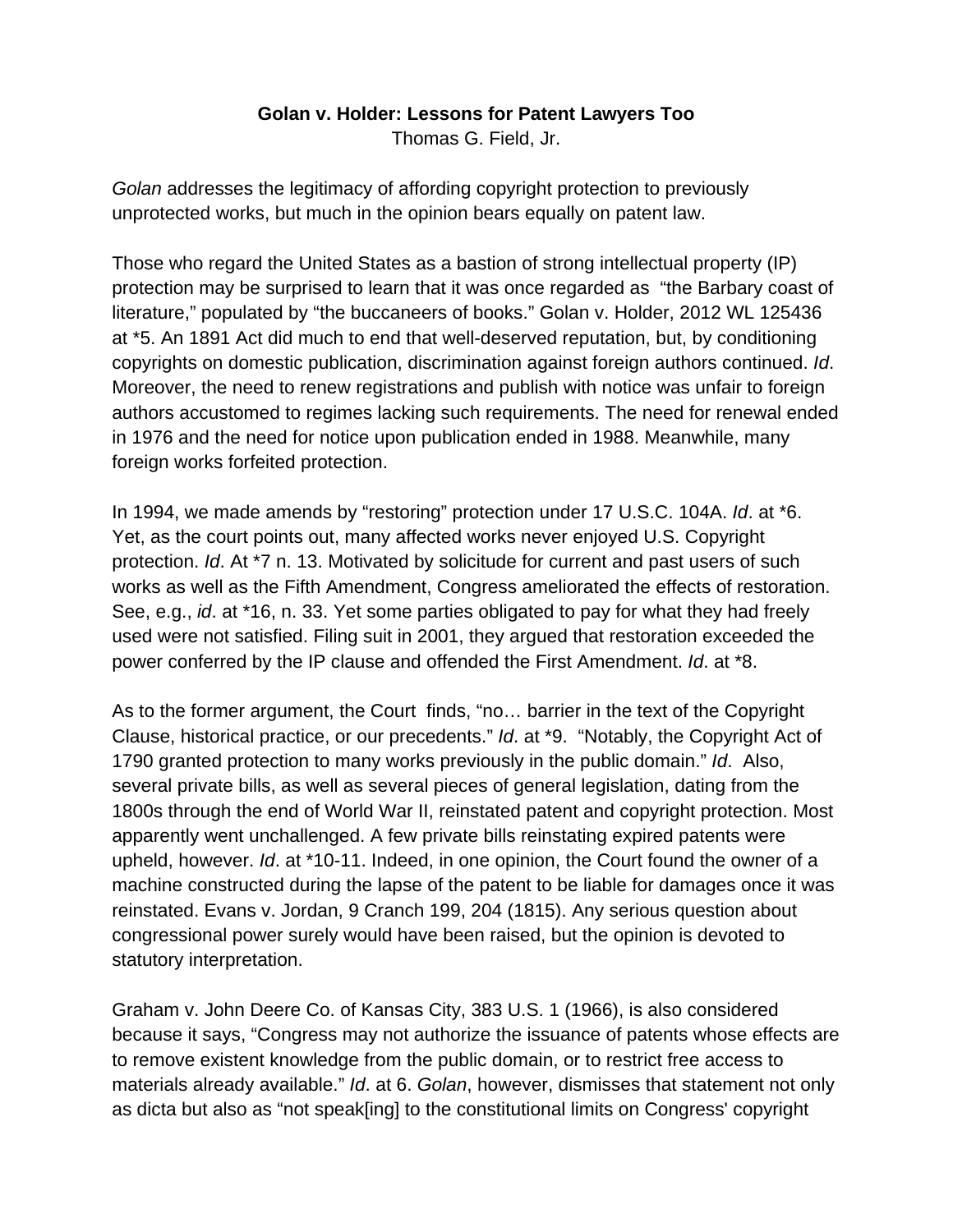**Golan v. Holder: Lessons for Patent Lawyers Too**

Thomas G. Field, Jr.

*Golan* addresses the legitimacy of affording copyright protection to previously unprotected works, but much in the opinion bears equally on patent law.

Those who regard the United States as a bastion of strong intellectual property (IP) protection may be surprised to learn that it was once regarded as "the Barbary coast of literature," populated by "the buccaneers of books." Golan v. Holder, 2012 WL 125436 at *5. An 1891 Act did much to end that well-deserved reputation, but, by conditioning copyrights on domestic publication, discrimination against foreign authors continued. *Id*. Moreover, the need to renew registrations and publish with notice was unfair to foreign authors accustomed to regimes lacking such requirements. The need for renewal ended in 1976 and the need for notice upon publication ended in 1988. Meanwhile, many foreign works forfeited protection.

In 1994, we made amends by "restoring" protection under 17 U.S.C. 104A. *Id*. at *6. Yet, as the court points out, many affected works never enjoyed U.S. Copyright protection. *Id*. At *7 n. 13. Motivated by solicitude for current and past users of such works as well as the Fifth Amendment, Congress ameliorated the effects of restoration. See, e.g., *id*. at *16, n. 33. Yet some parties obligated to pay for what they had freely used were not satisfied. Filing suit in 2001, they argued that restoration exceeded the power conferred by the IP clause and offended the First Amendment. *Id*. at *8.

As to the former argument, the Court finds, "no… barrier in the text of the Copyright Clause, historical practice, or our precedents." *Id*. at *9. "Notably, the Copyright Act of 1790 granted protection to many works previously in the public domain." *Id*. Also, several private bills, as well as several pieces of general legislation, dating from the 1800s through the end of World War II, reinstated patent and copyright protection. Most apparently went unchallenged. A few private bills reinstating expired patents were upheld, however. *Id*. at *10-11. Indeed, in one opinion, the Court found the owner of a machine constructed during the lapse of the patent to be liable for damages once it was reinstated. Evans v. Jordan, 9 Cranch 199, 204 (1815). Any serious question about congressional power surely would have been raised, but the opinion is devoted to statutory interpretation.

Graham v. John Deere Co. of Kansas City, 383 U.S. 1 (1966), is also considered because it says, "Congress may not authorize the issuance of patents whose effects are to remove existent knowledge from the public domain, or to restrict free access to materials already available." *Id*. at 6. *Golan*, however, dismisses that statement not only as dicta but also as "not speak[ing] to the constitutional limits on Congress' copyright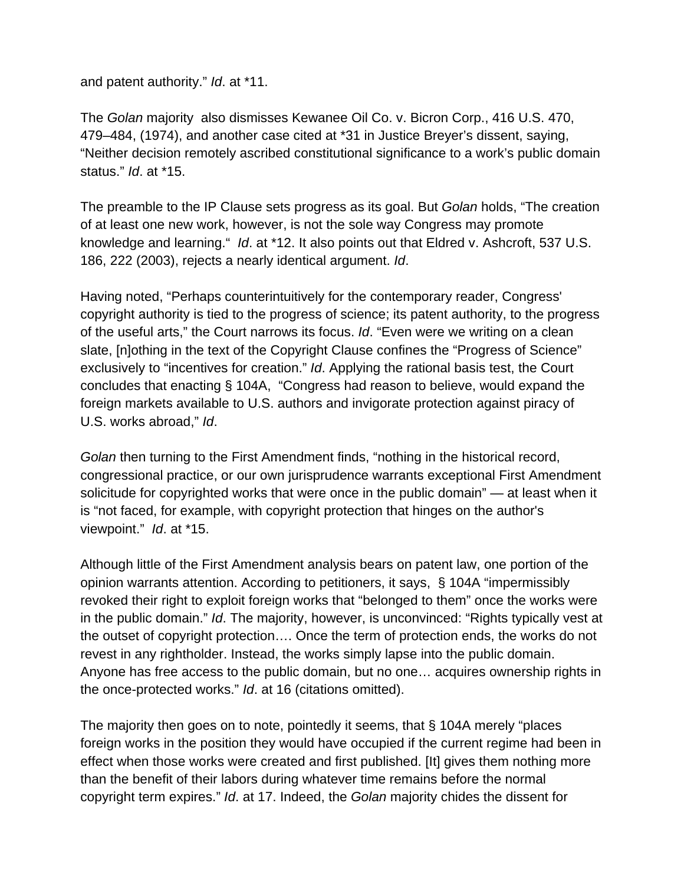and patent authority." *Id*. at *11.

The *Golan* majority also dismisses Kewanee Oil Co. v. Bicron Corp., 416 U.S. 470, 479–484, (1974), and another case cited at *31 in Justice Breyer's dissent, saying, "Neither decision remotely ascribed constitutional significance to a work's public domain status." *Id*. at *15.

The preamble to the IP Clause sets progress as its goal. But *Golan* holds, "The creation of at least one new work, however, is not the sole way Congress may promote knowledge and learning." *Id*. at *12. It also points out that Eldred v. Ashcroft, 537 U.S. 186, 222 (2003), rejects a nearly identical argument. *Id*.

Having noted, "Perhaps counterintuitively for the contemporary reader, Congress' copyright authority is tied to the progress of science; its patent authority, to the progress of the useful arts," the Court narrows its focus. *Id*. "Even were we writing on a clean slate, [n]othing in the text of the Copyright Clause confines the "Progress of Science" exclusively to "incentives for creation." *Id*. Applying the rational basis test, the Court concludes that enacting § 104A, "Congress had reason to believe, would expand the foreign markets available to U.S. authors and invigorate protection against piracy of U.S. works abroad," *Id*.

*Golan* then turning to the First Amendment finds, "nothing in the historical record, congressional practice, or our own jurisprudence warrants exceptional First Amendment solicitude for copyrighted works that were once in the public domain" — at least when it is "not faced, for example, with copyright protection that hinges on the author's viewpoint." *Id*. at *15.

Although little of the First Amendment analysis bears on patent law, one portion of the opinion warrants attention. According to petitioners, it says, § 104A "impermissibly revoked their right to exploit foreign works that "belonged to them" once the works were in the public domain." *Id*. The majority, however, is unconvinced: "Rights typically vest at the outset of copyright protection…. Once the term of protection ends, the works do not revest in any rightholder. Instead, the works simply lapse into the public domain. Anyone has free access to the public domain, but no one… acquires ownership rights in the once-protected works." *Id*. at 16 (citations omitted).

The majority then goes on to note, pointedly it seems, that § 104A merely "places foreign works in the position they would have occupied if the current regime had been in effect when those works were created and first published. [It] gives them nothing more than the benefit of their labors during whatever time remains before the normal copyright term expires." *Id*. at 17. Indeed, the *Golan* majority chides the dissent for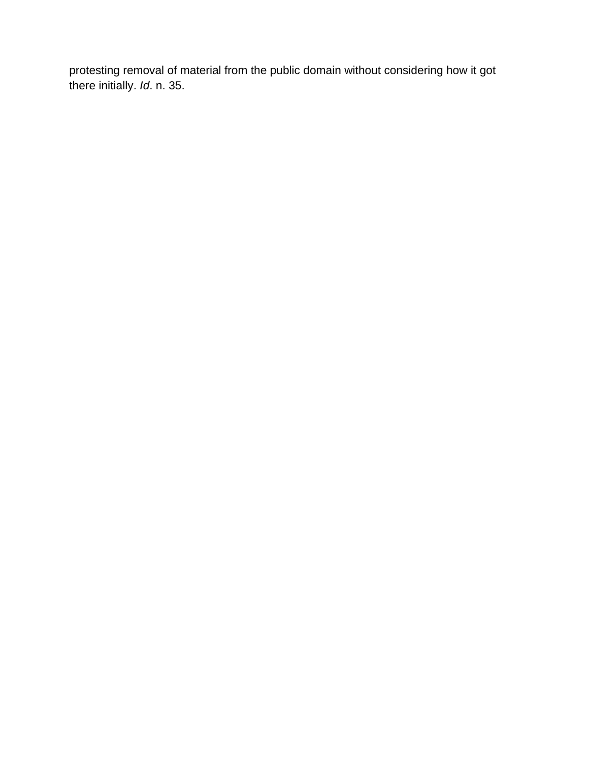protesting removal of material from the public domain without considering how it got there initially. *Id*. n. 35.